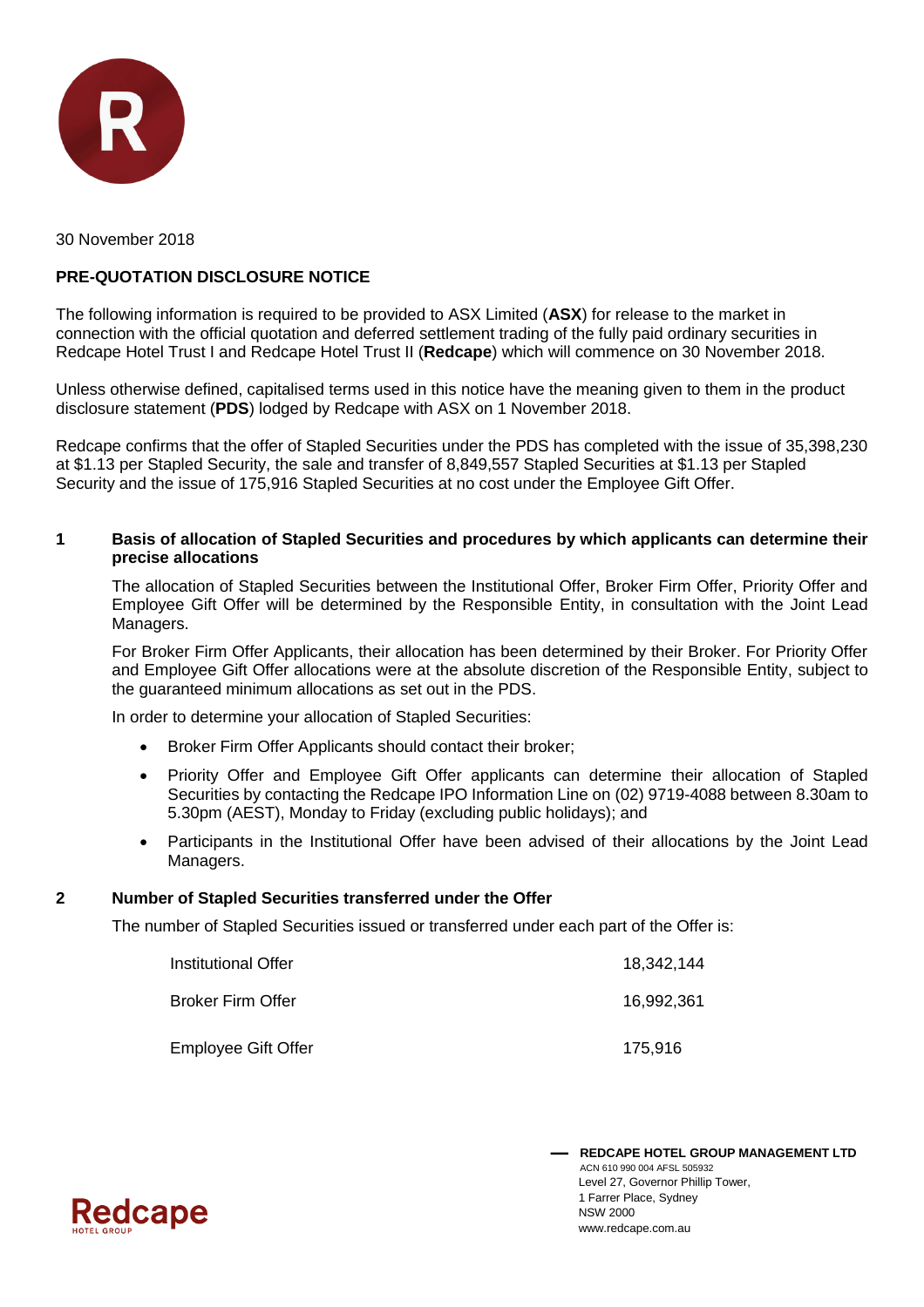30 November 2018

**PRE-QUOTATION DISCLOSURE NOTICE**

The following information is required to be provided to ASX Limited (**ASX**) for release to the market in connection with the official quotation and deferred settlement trading of the fully paid ordinary securities in Redcape Hotel Trust I and Redcape Hotel Trust II (**Redcape**) which will commence on 30 November 2018.

Unless otherwise defined, capitalised terms used in this notice have the meaning given to them in the product disclosure statement (**PDS**) lodged by Redcape with ASX on 1 November 2018.

Redcape confirms that the offer of Stapled Securities under the PDS has completed with the issue of 35,398,230 at $1.13 per Stapled Security, the sale and transfer of 8,849,557 Stapled Securities at $1.13 per Stapled Security and the issue of 175,916 Stapled Securities at no cost under the Employee Gift Offer.

## 1 Basis of allocation of Stapled Securities and procedures by which applicants can determine their precise allocations

The allocation of Stapled Securities between the Institutional Offer, Broker Firm Offer, Priority Offer and Employee Gift Offer will be determined by the Responsible Entity, in consultation with the Joint Lead Managers.

For Broker Firm Offer Applicants, their allocation has been determined by their Broker. For Priority Offer and Employee Gift Offer allocations were at the absolute discretion of the Responsible Entity, subject to the guaranteed minimum allocations as set out in the PDS.

In order to determine your allocation of Stapled Securities:

- Broker Firm Offer Applicants should contact their broker;
- Priority Offer and Employee Gift Offer applicants can determine their allocation of Stapled Securities by contacting the Redcape IPO Information Line on (02) 9719-4088 between 8.30am to 5.30pm (AEST), Monday to Friday (excluding public holidays); and
- Participants in the Institutional Offer have been advised of their allocations by the Joint Lead Managers.

## 2 Number of Stapled Securities transferred under the Offer

The number of Stapled Securities issued or transferred under each part of the Offer is:

| | |
|---|---|
| Institutional Offer | 18,342,144 |
| Broker Firm Offer | 16,992,361 |
| Employee Gift Offer | 175,916 |

**REDCAPE HOTEL GROUP MANAGEMENT LTD**
ACN 610 990 004 AFSL 505932
Level 27, Governor Phillip Tower,
1 Farrer Place, Sydney
NSW 2000
www.redcape.com.au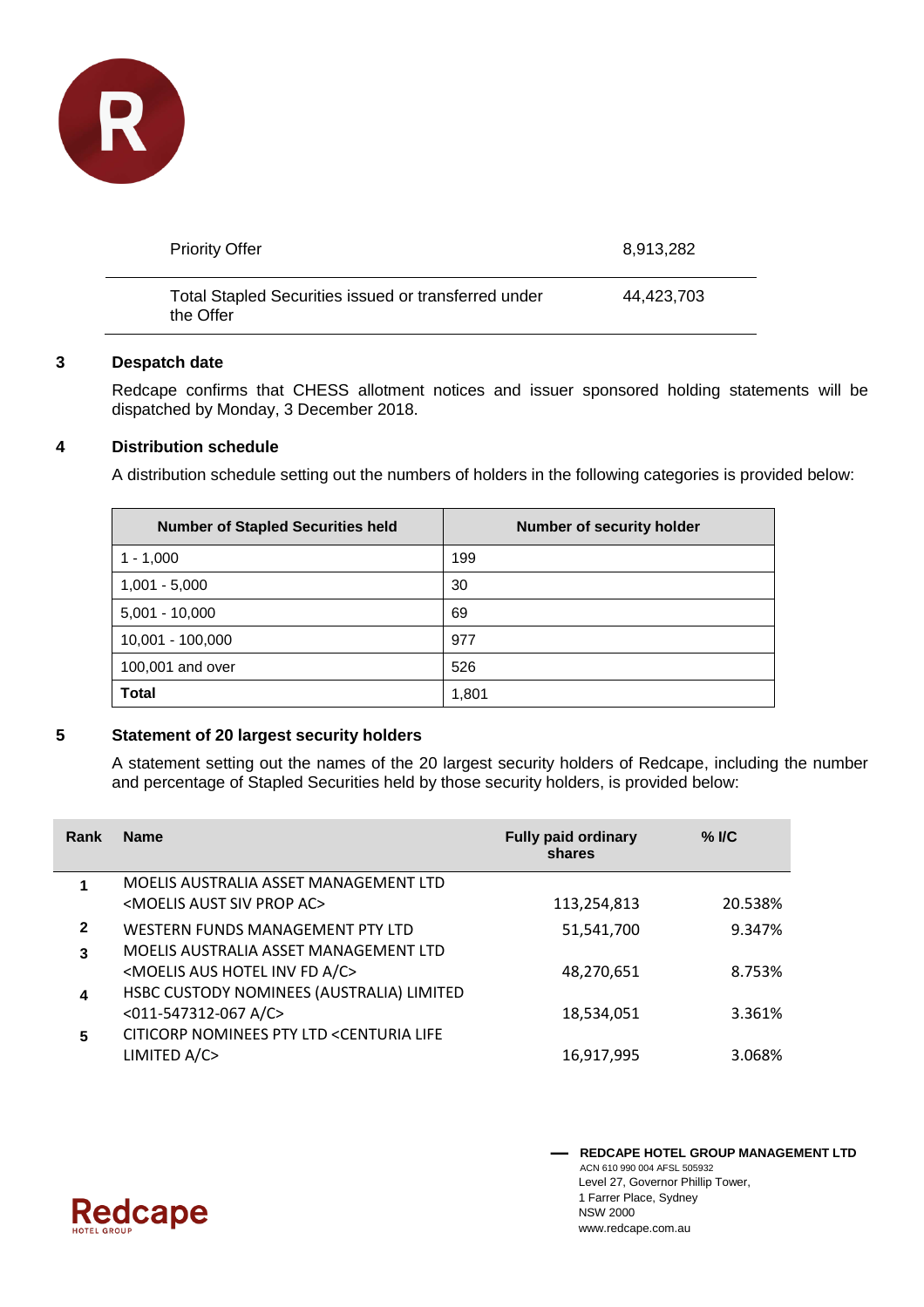| | |
|---|---|
| Priority Offer | 8,913,282 |
| Total Stapled Securities issued or transferred under the Offer | 44,423,703 |

## 3 Despatch date

Redcape confirms that CHESS allotment notices and issuer sponsored holding statements will be dispatched by Monday, 3 December 2018.

## 4 Distribution schedule

A distribution schedule setting out the numbers of holders in the following categories is provided below:

| Number of Stapled Securities held | Number of security holder |
|---|---|
| 1 - 1,000 | 199 |
| 1,001 - 5,000 | 30 |
| 5,001 - 10,000 | 69 |
| 10,001 - 100,000 | 977 |
| 100,001 and over | 526 |
| **Total** | 1,801 |

## 5 Statement of 20 largest security holders

A statement setting out the names of the 20 largest security holders of Redcape, including the number and percentage of Stapled Securities held by those security holders, is provided below:

| Rank | Name | Fully paid ordinary shares | % I/C |
|---|---|---|---|
| 1 | MOELIS AUSTRALIA ASSET MANAGEMENT LTD <MOELIS AUST SIV PROP AC> | 113,254,813 | 20.538% |
| 2 | WESTERN FUNDS MANAGEMENT PTY LTD | 51,541,700 | 9.347% |
| 3 | MOELIS AUSTRALIA ASSET MANAGEMENT LTD <MOELIS AUS HOTEL INV FD A/C> | 48,270,651 | 8.753% |
| 4 | HSBC CUSTODY NOMINEES (AUSTRALIA) LIMITED <011-547312-067 A/C> | 18,534,051 | 3.361% |
| 5 | CITICORP NOMINEES PTY LTD <CENTURIA LIFE LIMITED A/C> | 16,917,995 | 3.068% |

**REDCAPE HOTEL GROUP MANAGEMENT LTD**
ACN 610 990 004 AFSL 505932
Level 27, Governor Phillip Tower,
1 Farrer Place, Sydney
NSW 2000
www.redcape.com.au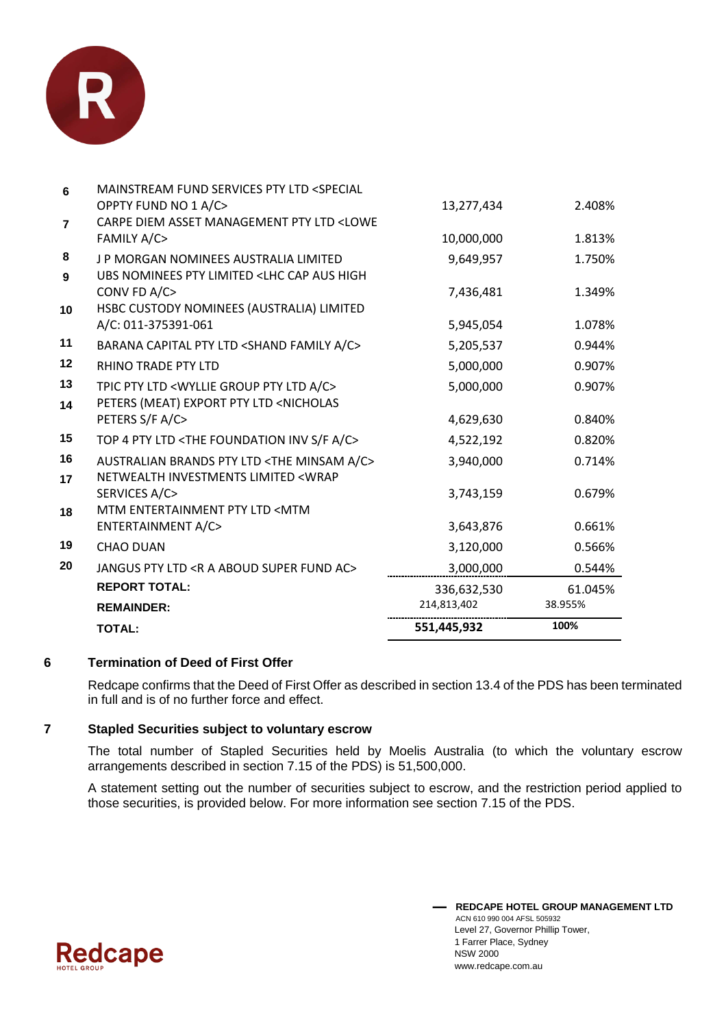| | | | |
|---|---|---|---|
| 6 | MAINSTREAM FUND SERVICES PTY LTD <SPECIAL OPPTY FUND NO 1 A/C> | 13,277,434 | 2.408% |
| 7 | CARPE DIEM ASSET MANAGEMENT PTY LTD <LOWE FAMILY A/C> | 10,000,000 | 1.813% |
| 8 | J P MORGAN NOMINEES AUSTRALIA LIMITED | 9,649,957 | 1.750% |
| 9 | UBS NOMINEES PTY LIMITED <LHC CAP AUS HIGH CONV FD A/C> | 7,436,481 | 1.349% |
| 10 | HSBC CUSTODY NOMINEES (AUSTRALIA) LIMITED A/C: 011-375391-061 | 5,945,054 | 1.078% |
| 11 | BARANA CAPITAL PTY LTD <SHAND FAMILY A/C> | 5,205,537 | 0.944% |
| 12 | RHINO TRADE PTY LTD | 5,000,000 | 0.907% |
| 13 | TPIC PTY LTD <WYLLIE GROUP PTY LTD A/C> | 5,000,000 | 0.907% |
| 14 | PETERS (MEAT) EXPORT PTY LTD <NICHOLAS PETERS S/F A/C> | 4,629,630 | 0.840% |
| 15 | TOP 4 PTY LTD <THE FOUNDATION INV S/F A/C> | 4,522,192 | 0.820% |
| 16 | AUSTRALIAN BRANDS PTY LTD <THE MINSAM A/C> | 3,940,000 | 0.714% |
| 17 | NETWEALTH INVESTMENTS LIMITED <WRAP SERVICES A/C> | 3,743,159 | 0.679% |
| 18 | MTM ENTERTAINMENT PTY LTD <MTM ENTERTAINMENT A/C> | 3,643,876 | 0.661% |
| 19 | CHAO DUAN | 3,120,000 | 0.566% |
| 20 | JANGUS PTY LTD <R A ABOUD SUPER FUND AC> | 3,000,000 | 0.544% |
| | **REPORT TOTAL:** | 336,632,530 | 61.045% |
| | **REMAINDER:** | 214,813,402 | 38.955% |
| | **TOTAL:** | **551,445,932** | **100%** |

## 6 Termination of Deed of First Offer

Redcape confirms that the Deed of First Offer as described in section 13.4 of the PDS has been terminated in full and is of no further force and effect.

## 7 Stapled Securities subject to voluntary escrow

The total number of Stapled Securities held by Moelis Australia (to which the voluntary escrow arrangements described in section 7.15 of the PDS) is 51,500,000.

A statement setting out the number of securities subject to escrow, and the restriction period applied to those securities, is provided below. For more information see section 7.15 of the PDS.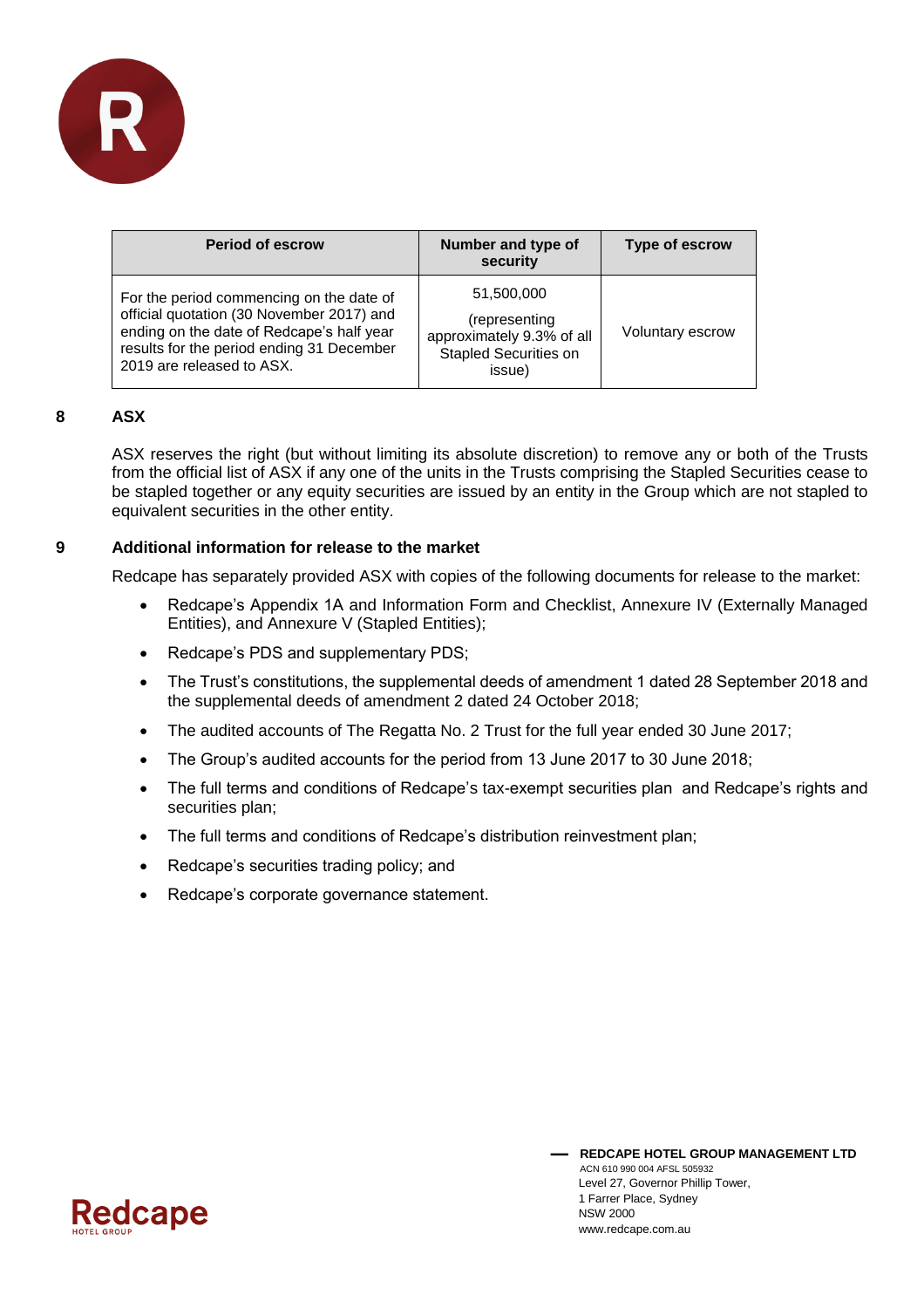| Period of escrow | Number and type of security | Type of escrow |
|---|---|---|
| For the period commencing on the date of official quotation (30 November 2017) and ending on the date of Redcape's half year results for the period ending 31 December 2019 are released to ASX. | 51,500,000 (representing approximately 9.3% of all Stapled Securities on issue) | Voluntary escrow |

## 8 ASX

ASX reserves the right (but without limiting its absolute discretion) to remove any or both of the Trusts from the official list of ASX if any one of the units in the Trusts comprising the Stapled Securities cease to be stapled together or any equity securities are issued by an entity in the Group which are not stapled to equivalent securities in the other entity.

## 9 Additional information for release to the market

Redcape has separately provided ASX with copies of the following documents for release to the market:

- Redcape's Appendix 1A and Information Form and Checklist, Annexure IV (Externally Managed Entities), and Annexure V (Stapled Entities);
- Redcape's PDS and supplementary PDS;
- The Trust's constitutions, the supplemental deeds of amendment 1 dated 28 September 2018 and the supplemental deeds of amendment 2 dated 24 October 2018;
- The audited accounts of The Regatta No. 2 Trust for the full year ended 30 June 2017;
- The Group's audited accounts for the period from 13 June 2017 to 30 June 2018;
- The full terms and conditions of Redcape's tax-exempt securities plan and Redcape's rights and securities plan;
- The full terms and conditions of Redcape's distribution reinvestment plan;
- Redcape's securities trading policy; and
- Redcape's corporate governance statement.

**REDCAPE HOTEL GROUP MANAGEMENT LTD**
ACN 610 990 004 AFSL 505932
Level 27, Governor Phillip Tower,
1 Farrer Place, Sydney
NSW 2000
www.redcape.com.au